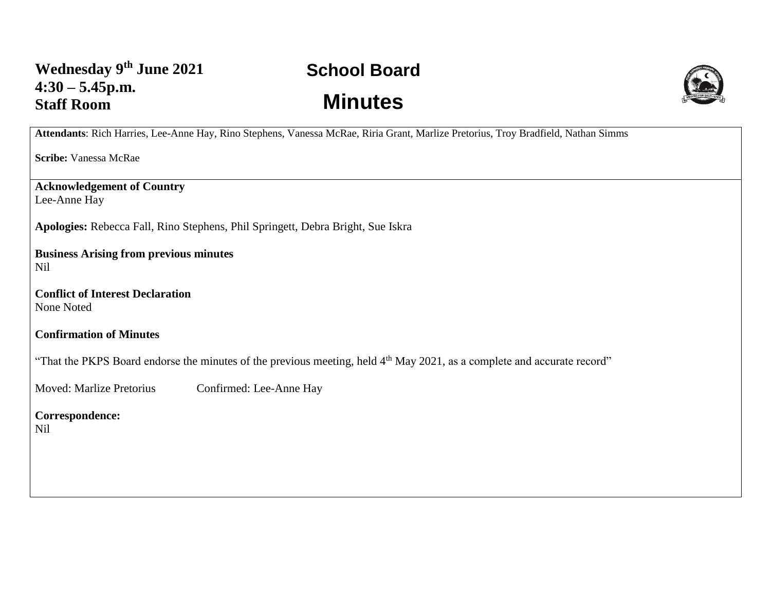**Wednesday 9th June 2021**
**4:30 – 5.45p.m.**
**Staff Room**

# School Board

# Minutes

**Attendants**: Rich Harries, Lee-Anne Hay, Rino Stephens, Vanessa McRae, Riria Grant, Marlize Pretorius, Troy Bradfield, Nathan Simms

**Scribe:** Vanessa McRae

**Acknowledgement of Country**
Lee-Anne Hay

**Apologies:** Rebecca Fall, Rino Stephens, Phil Springett, Debra Bright, Sue Iskra

**Business Arising from previous minutes**
Nil

**Conflict of Interest Declaration**
None Noted

**Confirmation of Minutes**

"That the PKPS Board endorse the minutes of the previous meeting, held 4th May 2021, as a complete and accurate record"

Moved: Marlize Pretorius Confirmed: Lee-Anne Hay

**Correspondence:**
Nil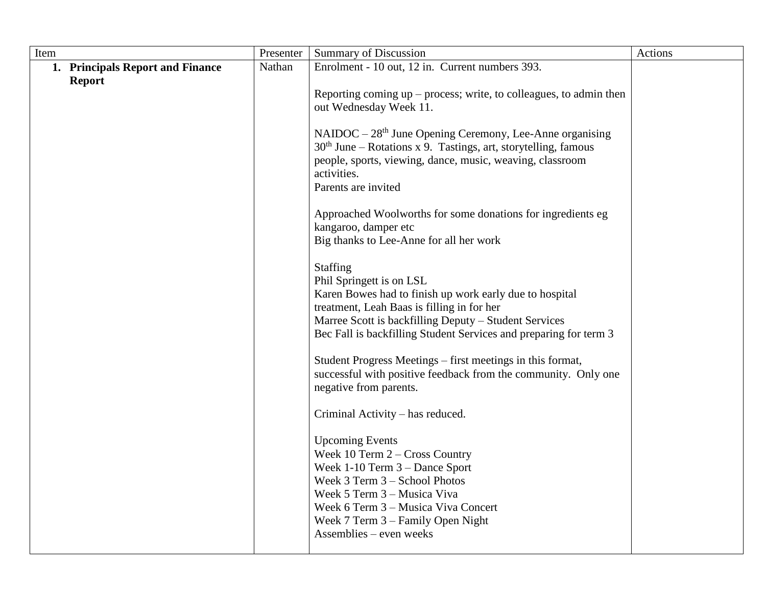| Item | Presenter | Summary of Discussion | Actions |
|---|---|---|---|
| 1. **Principals Report and Finance Report** | Nathan | Enrolment - 10 out, 12 in. Current numbers 393.<br><br>Reporting coming up – process; write, to colleagues, to admin then out Wednesday Week 11.<br><br>NAIDOC – 28th June Opening Ceremony, Lee-Anne organising<br>30th June – Rotations x 9. Tastings, art, storytelling, famous people, sports, viewing, dance, music, weaving, classroom activities.<br>Parents are invited<br><br>Approached Woolworths for some donations for ingredients eg kangaroo, damper etc<br>Big thanks to Lee-Anne for all her work<br><br>Staffing<br>Phil Springett is on LSL<br>Karen Bowes had to finish up work early due to hospital treatment, Leah Baas is filling in for her<br>Marree Scott is backfilling Deputy – Student Services<br>Bec Fall is backfilling Student Services and preparing for term 3<br><br>Student Progress Meetings – first meetings in this format, successful with positive feedback from the community. Only one negative from parents.<br><br>Criminal Activity – has reduced.<br><br>Upcoming Events<br>Week 10 Term 2 – Cross Country<br>Week 1-10 Term 3 – Dance Sport<br>Week 3 Term 3 – School Photos<br>Week 5 Term 3 – Musica Viva<br>Week 6 Term 3 – Musica Viva Concert<br>Week 7 Term 3 – Family Open Night<br>Assemblies – even weeks | |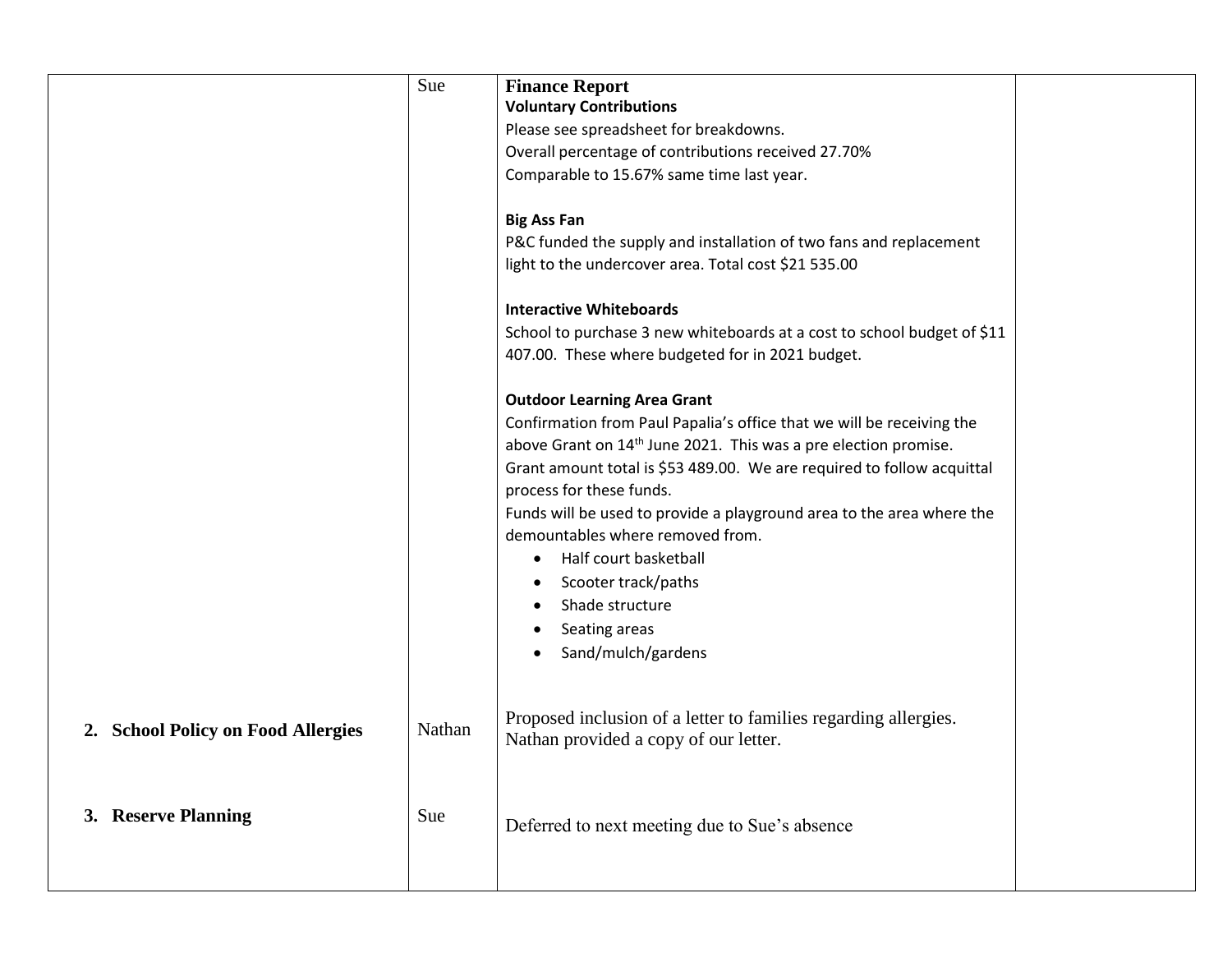| | | | |
|---|---|---|---|
| | Sue | **Finance Report**<br>**Voluntary Contributions**<br>Please see spreadsheet for breakdowns.<br>Overall percentage of contributions received 27.70%<br>Comparable to 15.67% same time last year.<br><br>**Big Ass Fan**<br>P&C funded the supply and installation of two fans and replacement light to the undercover area. Total cost $21 535.00<br><br>**Interactive Whiteboards**<br>School to purchase 3 new whiteboards at a cost to school budget of $11 407.00. These where budgeted for in 2021 budget.<br><br>**Outdoor Learning Area Grant**<br>Confirmation from Paul Papalia's office that we will be receiving the above Grant on 14th June 2021. This was a pre election promise. Grant amount total is $53 489.00. We are required to follow acquittal process for these funds.<br>Funds will be used to provide a playground area to the area where the demountables where removed from.<br>• Half court basketball<br>• Scooter track/paths<br>• Shade structure<br>• Seating areas<br>• Sand/mulch/gardens | |
| **2. School Policy on Food Allergies** | Nathan | Proposed inclusion of a letter to families regarding allergies. Nathan provided a copy of our letter. | |
| **3. Reserve Planning** | Sue | Deferred to next meeting due to Sue's absence | |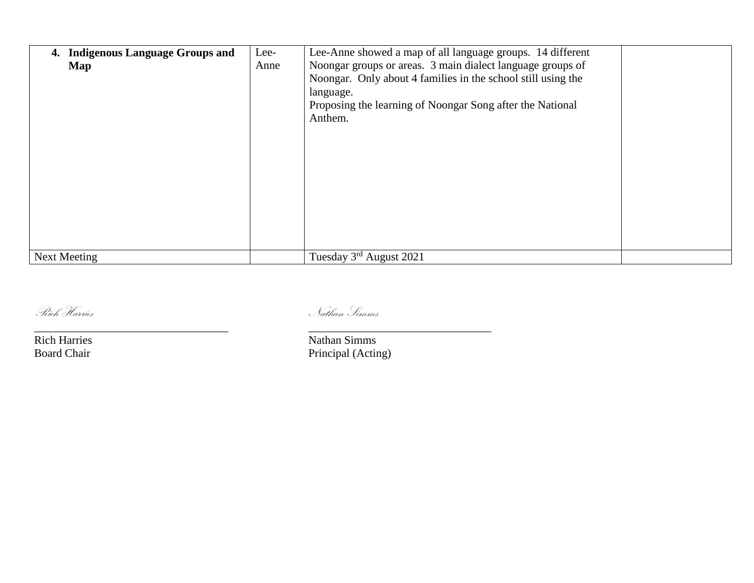| | | | |
|---|---|---|---|
| **4. Indigenous Language Groups and Map** | Lee-Anne | Lee-Anne showed a map of all language groups. 14 different Noongar groups or areas. 3 main dialect language groups of Noongar. Only about 4 families in the school still using the language.<br>Proposing the learning of Noongar Song after the National Anthem. | |
| Next Meeting | | Tuesday 3rd August 2021 | |

*Rich Harries*

___________________________________

Rich Harries
Board Chair

*Nathan Simms*

_________________________________

Nathan Simms
Principal (Acting)